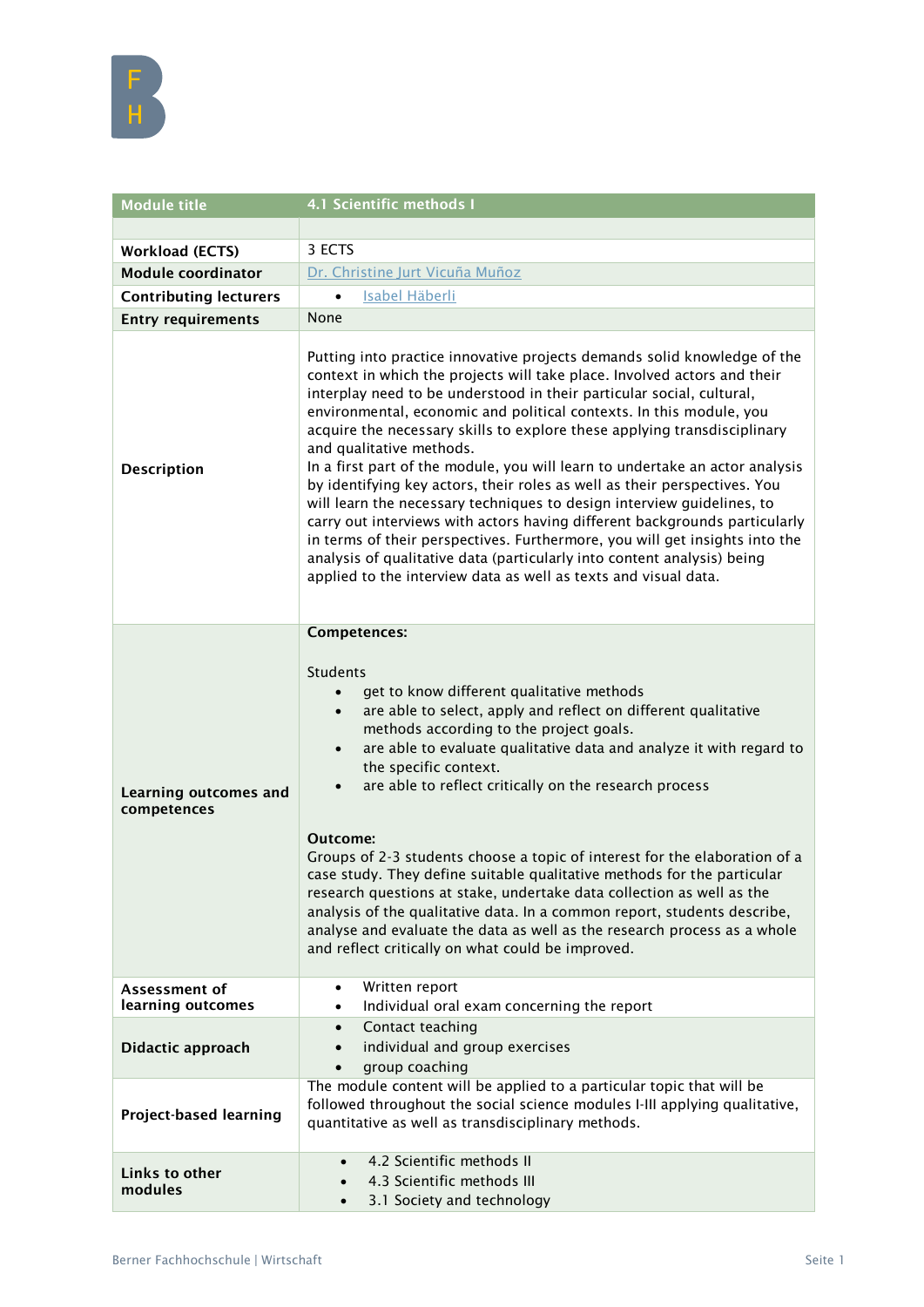| Module title | 4.1 Scientific methods I |
|---|---|
| | |
| **Workload (ECTS)** | 3 ECTS |
| **Module coordinator** | Dr. Christine Jurt Vicuña Muñoz |
| **Contributing lecturers** | • Isabel Häberli |
| **Entry requirements** | None |
| **Description** | Putting into practice innovative projects demands solid knowledge of the context in which the projects will take place. Involved actors and their interplay need to be understood in their particular social, cultural, environmental, economic and political contexts. In this module, you acquire the necessary skills to explore these applying transdisciplinary and qualitative methods.<br>In a first part of the module, you will learn to undertake an actor analysis by identifying key actors, their roles as well as their perspectives. You will learn the necessary techniques to design interview guidelines, to carry out interviews with actors having different backgrounds particularly in terms of their perspectives. Furthermore, you will get insights into the analysis of qualitative data (particularly into content analysis) being applied to the interview data as well as texts and visual data. |
| **Learning outcomes and competences** | **Competences:**<br><br>Students<br>• get to know different qualitative methods<br>• are able to select, apply and reflect on different qualitative methods according to the project goals.<br>• are able to evaluate qualitative data and analyze it with regard to the specific context.<br>• are able to reflect critically on the research process<br><br>**Outcome:**<br>Groups of 2-3 students choose a topic of interest for the elaboration of a case study. They define suitable qualitative methods for the particular research questions at stake, undertake data collection as well as the analysis of the qualitative data. In a common report, students describe, analyse and evaluate the data as well as the research process as a whole and reflect critically on what could be improved. |
| **Assessment of learning outcomes** | • Written report<br>• Individual oral exam concerning the report |
| **Didactic approach** | • Contact teaching<br>• individual and group exercises<br>• group coaching |
| **Project-based learning** | The module content will be applied to a particular topic that will be followed throughout the social science modules I-III applying qualitative, quantitative as well as transdisciplinary methods. |
| **Links to other modules** | • 4.2 Scientific methods II<br>• 4.3 Scientific methods III<br>• 3.1 Society and technology |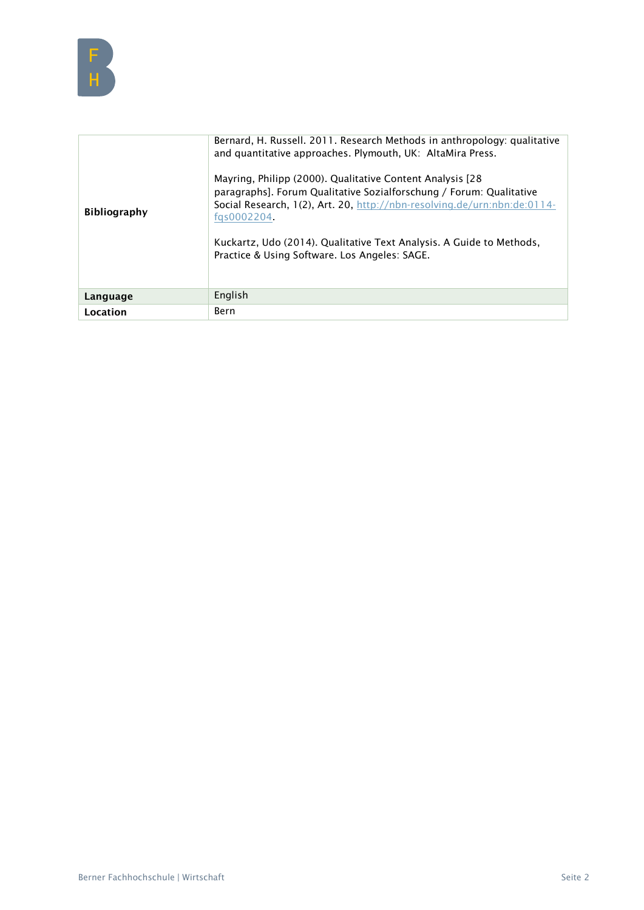| | |
|---|---|
| **Bibliography** | Bernard, H. Russell. 2011. Research Methods in anthropology: qualitative and quantitative approaches. Plymouth, UK: AltaMira Press.<br><br>Mayring, Philipp (2000). Qualitative Content Analysis [28 paragraphs]. Forum Qualitative Sozialforschung / Forum: Qualitative Social Research, 1(2), Art. 20, http://nbn-resolving.de/urn:nbn:de:0114-fqs0002204.<br><br>Kuckartz, Udo (2014). Qualitative Text Analysis. A Guide to Methods, Practice & Using Software. Los Angeles: SAGE. |
| **Language** | English |
| **Location** | Bern |